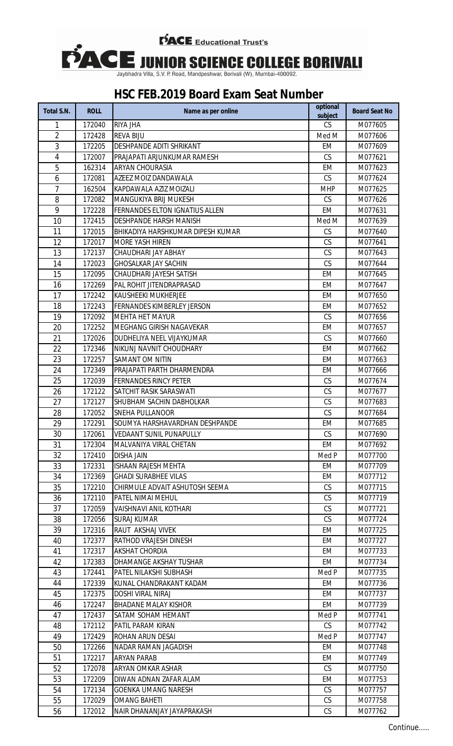PACE Educational Trust's

# PACE JUNIOR SCIENCE COLLEGE BORIVALI

Jaybhadra Villa, S.V. P. Road, Mandpeshwar, Borivali (W), Mumbai-400092.

## HSC FEB.2019 Board Exam Seat Number

| Total S.N. | ROLL | Name as per online | optional subject | Board Seat No |
|---|---|---|---|---|
| 1 | 172040 | RIYA JHA | CS | M077605 |
| 2 | 172428 | REVA BIJU | Med M | M077606 |
| 3 | 172205 | DESHPANDE ADITI SHRIKANT | EM | M077609 |
| 4 | 172007 | PRAJAPATI ARJUNKUMAR RAMESH | CS | M077621 |
| 5 | 162314 | ARYAN CHOURASIA | EM | M077623 |
| 6 | 172081 | AZEEZ MOIZ DANDAWALA | CS | M077624 |
| 7 | 162504 | KAPDAWALA AZIZ MOIZALI | MHP | M077625 |
| 8 | 172082 | MANGUKIYA BRIJ MUKESH | CS | M077626 |
| 9 | 172228 | FERNANDES ELTON IGNATIUS ALLEN | EM | M077631 |
| 10 | 172415 | DESHPANDE HARSH MANISH | Med M | M077639 |
| 11 | 172015 | BHIKADIYA HARSHKUMAR DIPESH KUMAR | CS | M077640 |
| 12 | 172017 | MORE YASH HIREN | CS | M077641 |
| 13 | 172137 | CHAUDHARI JAY ABHAY | CS | M077643 |
| 14 | 172023 | GHOSALKAR JAY SACHIN | CS | M077644 |
| 15 | 172095 | CHAUDHARI JAYESH SATISH | EM | M077645 |
| 16 | 172269 | PAL ROHIT JITENDRAPRASAD | EM | M077647 |
| 17 | 172242 | KAUSHEEKI MUKHERJEE | EM | M077650 |
| 18 | 172243 | FERNANDES KIMBERLEY JERSON | EM | M077652 |
| 19 | 172092 | MEHTA HET MAYUR | CS | M077656 |
| 20 | 172252 | MEGHANG GIRISH NAGAVEKAR | EM | M077657 |
| 21 | 172026 | DUDHELIYA NEEL VIJAYKUMAR | CS | M077660 |
| 22 | 172346 | NIKUNJ NAVNIT CHOUDHARY | EM | M077662 |
| 23 | 172257 | SAMANT OM NITIN | EM | M077663 |
| 24 | 172349 | PRAJAPATI PARTH DHARMENDRA | EM | M077666 |
| 25 | 172039 | FERNANDES RINCY PETER | CS | M077674 |
| 26 | 172122 | SATCHIT RASIK SARASWATI | CS | M077677 |
| 27 | 172127 | SHUBHAM SACHIN DABHOLKAR | CS | M077683 |
| 28 | 172052 | SNEHA PULLANOOR | CS | M077684 |
| 29 | 172291 | SOUMYA HARSHAVARDHAN DESHPANDE | EM | M077685 |
| 30 | 172061 | VEDAANT SUNIL PUNAPULLY | CS | M077690 |
| 31 | 172304 | MALVANIYA VIRAL CHETAN | EM | M077692 |
| 32 | 172410 | DISHA JAIN | Med P | M077700 |
| 33 | 172331 | ISHAAN RAJESH MEHTA | EM | M077709 |
| 34 | 172369 | GHADI SURABHEE VILAS | EM | M077712 |
| 35 | 172210 | CHIRMULE ADVAIT ASHUTOSH SEEMA | CS | M077715 |
| 36 | 172110 | PATEL NIMAI MEHUL | CS | M077719 |
| 37 | 172059 | VAISHNAVI ANIL KOTHARI | CS | M077721 |
| 38 | 172056 | SURAJ KUMAR | CS | M077724 |
| 39 | 172316 | RAUT AKSHAJ VIVEK | EM | M077725 |
| 40 | 172377 | RATHOD VRAJESH DINESH | EM | M077727 |
| 41 | 172317 | AKSHAT CHORDIA | EM | M077733 |
| 42 | 172383 | DHAMANGE AKSHAY TUSHAR | EM | M077734 |
| 43 | 172441 | PATEL NILAKSHI SUBHASH | Med P | M077735 |
| 44 | 172339 | KUNAL CHANDRAKANT KADAM | EM | M077736 |
| 45 | 172375 | DOSHI VIRAL NIRAJ | EM | M077737 |
| 46 | 172247 | BHADANE MALAY KISHOR | EM | M077739 |
| 47 | 172437 | SATAM SOHAM HEMANT | Med P | M077741 |
| 48 | 172112 | PATIL PARAM KIRAN | CS | M077742 |
| 49 | 172429 | ROHAN ARUN DESAI | Med P | M077747 |
| 50 | 172266 | NADAR RAMAN JAGADISH | EM | M077748 |
| 51 | 172217 | ARYAN PARAB | EM | M077749 |
| 52 | 172078 | ARYAN OMKAR ASHAR | CS | M077750 |
| 53 | 172209 | DIWAN ADNAN ZAFAR ALAM | EM | M077753 |
| 54 | 172134 | GOENKA UMANG NARESH | CS | M077757 |
| 55 | 172029 | OMANG BAHETI | CS | M077758 |
| 56 | 172012 | NAIR DHANANJAY JAYAPRAKASH | CS | M077762 |

Continue.....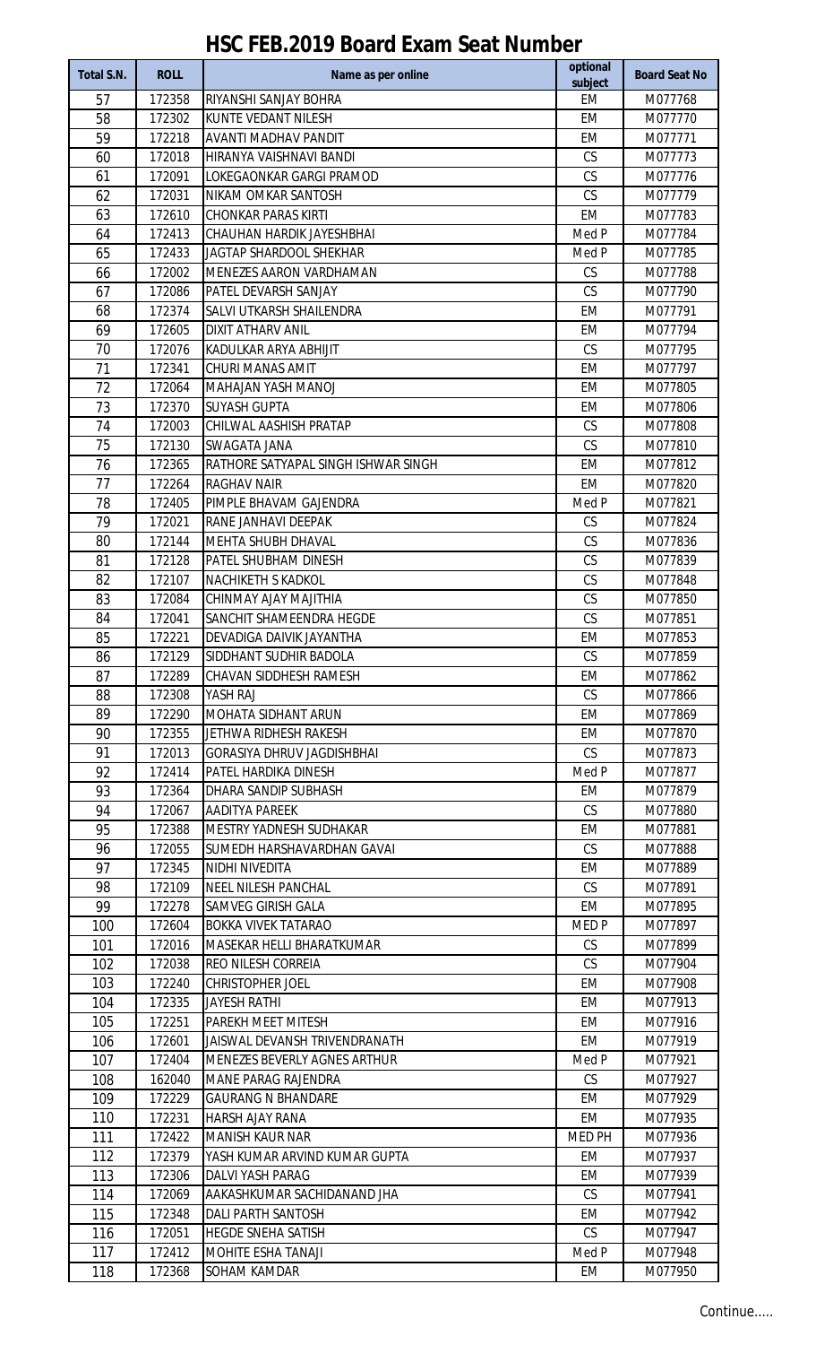# HSC FEB.2019 Board Exam Seat Number

| Total S.N. | ROLL | Name as per online | optional subject | Board Seat No |
|---|---|---|---|---|
| 57 | 172358 | RIYANSHI SANJAY BOHRA | EM | M077768 |
| 58 | 172302 | KUNTE VEDANT NILESH | EM | M077770 |
| 59 | 172218 | AVANTI MADHAV PANDIT | EM | M077771 |
| 60 | 172018 | HIRANYA VAISHNAVI BANDI | CS | M077773 |
| 61 | 172091 | LOKEGAONKAR GARGI PRAMOD | CS | M077776 |
| 62 | 172031 | NIKAM OMKAR SANTOSH | CS | M077779 |
| 63 | 172610 | CHONKAR PARAS KIRTI | EM | M077783 |
| 64 | 172413 | CHAUHAN HARDIK JAYESHBHAI | Med P | M077784 |
| 65 | 172433 | JAGTAP SHARDOOL SHEKHAR | Med P | M077785 |
| 66 | 172002 | MENEZES AARON VARDHAMAN | CS | M077788 |
| 67 | 172086 | PATEL DEVARSH SANJAY | CS | M077790 |
| 68 | 172374 | SALVI UTKARSH SHAILENDRA | EM | M077791 |
| 69 | 172605 | DIXIT ATHARV ANIL | EM | M077794 |
| 70 | 172076 | KADULKAR ARYA ABHIJIT | CS | M077795 |
| 71 | 172341 | CHURI MANAS AMIT | EM | M077797 |
| 72 | 172064 | MAHAJAN YASH MANOJ | EM | M077805 |
| 73 | 172370 | SUYASH GUPTA | EM | M077806 |
| 74 | 172003 | CHILWAL AASHISH PRATAP | CS | M077808 |
| 75 | 172130 | SWAGATA JANA | CS | M077810 |
| 76 | 172365 | RATHORE SATYAPAL SINGH ISHWAR SINGH | EM | M077812 |
| 77 | 172264 | RAGHAV NAIR | EM | M077820 |
| 78 | 172405 | PIMPLE BHAVAM GAJENDRA | Med P | M077821 |
| 79 | 172021 | RANE JANHAVI DEEPAK | CS | M077824 |
| 80 | 172144 | MEHTA SHUBH DHAVAL | CS | M077836 |
| 81 | 172128 | PATEL SHUBHAM DINESH | CS | M077839 |
| 82 | 172107 | NACHIKETH S KADKOL | CS | M077848 |
| 83 | 172084 | CHINMAY AJAY MAJITHIA | CS | M077850 |
| 84 | 172041 | SANCHIT SHAMEENDRA HEGDE | CS | M077851 |
| 85 | 172221 | DEVADIGA DAIVIK JAYANTHA | EM | M077853 |
| 86 | 172129 | SIDDHANT SUDHIR BADOLA | CS | M077859 |
| 87 | 172289 | CHAVAN SIDDHESH RAMESH | EM | M077862 |
| 88 | 172308 | YASH RAJ | CS | M077866 |
| 89 | 172290 | MOHATA SIDHANT ARUN | EM | M077869 |
| 90 | 172355 | JETHWA RIDHESH RAKESH | EM | M077870 |
| 91 | 172013 | GORASIYA DHRUV JAGDISHBHAI | CS | M077873 |
| 92 | 172414 | PATEL HARDIKA DINESH | Med P | M077877 |
| 93 | 172364 | DHARA SANDIP SUBHASH | EM | M077879 |
| 94 | 172067 | AADITYA PAREEK | CS | M077880 |
| 95 | 172388 | MESTRY YADNESH SUDHAKAR | EM | M077881 |
| 96 | 172055 | SUMEDH HARSHAVARDHAN GAVAI | CS | M077888 |
| 97 | 172345 | NIDHI NIVEDITA | EM | M077889 |
| 98 | 172109 | NEEL NILESH PANCHAL | CS | M077891 |
| 99 | 172278 | SAMVEG GIRISH GALA | EM | M077895 |
| 100 | 172604 | BOKKA VIVEK TATARAO | MED P | M077897 |
| 101 | 172016 | MASEKAR HELLI BHARATKUMAR | CS | M077899 |
| 102 | 172038 | REO NILESH CORREIA | CS | M077904 |
| 103 | 172240 | CHRISTOPHER JOEL | EM | M077908 |
| 104 | 172335 | JAYESH RATHI | EM | M077913 |
| 105 | 172251 | PAREKH MEET MITESH | EM | M077916 |
| 106 | 172601 | JAISWAL DEVANSH TRIVENDRANATH | EM | M077919 |
| 107 | 172404 | MENEZES BEVERLY AGNES ARTHUR | Med P | M077921 |
| 108 | 162040 | MANE PARAG RAJENDRA | CS | M077927 |
| 109 | 172229 | GAURANG N BHANDARE | EM | M077929 |
| 110 | 172231 | HARSH AJAY RANA | EM | M077935 |
| 111 | 172422 | MANISH KAUR NAR | MED PH | M077936 |
| 112 | 172379 | YASH KUMAR ARVIND KUMAR GUPTA | EM | M077937 |
| 113 | 172306 | DALVI YASH PARAG | EM | M077939 |
| 114 | 172069 | AAKASHKUMAR SACHIDANAND JHA | CS | M077941 |
| 115 | 172348 | DALI PARTH SANTOSH | EM | M077942 |
| 116 | 172051 | HEGDE SNEHA SATISH | CS | M077947 |
| 117 | 172412 | MOHITE ESHA TANAJI | Med P | M077948 |
| 118 | 172368 | SOHAM KAMDAR | EM | M077950 |

Continue.....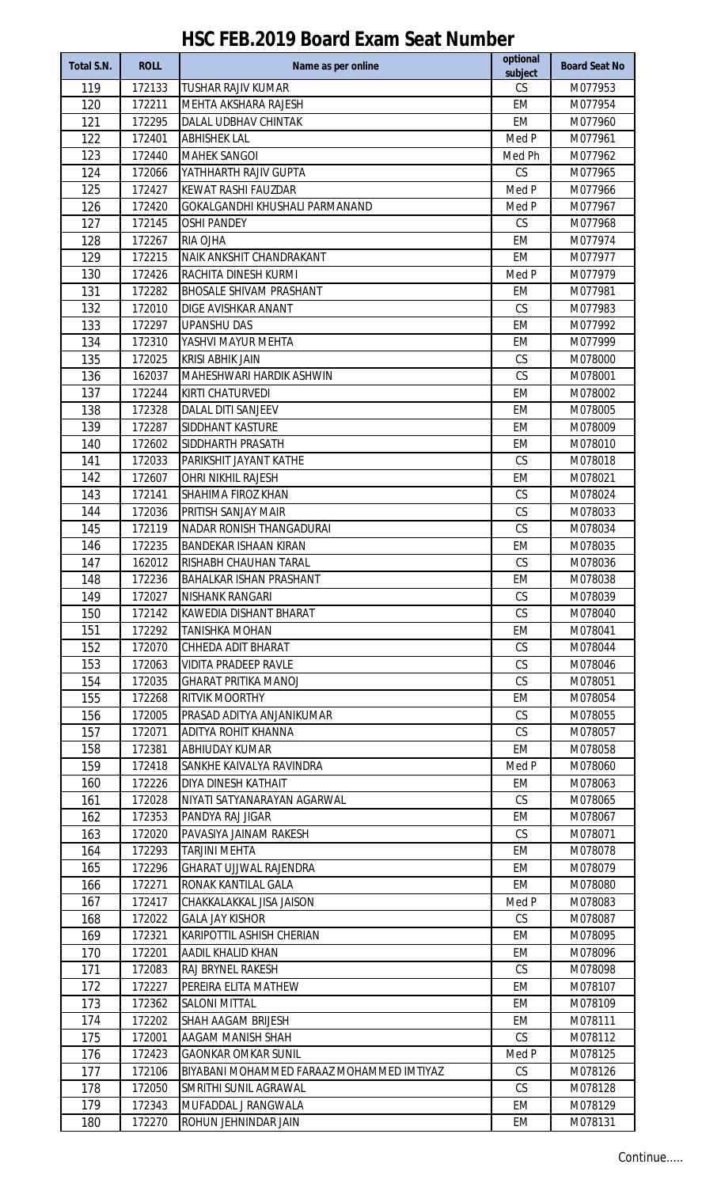# HSC FEB.2019 Board Exam Seat Number

| Total S.N. | ROLL | Name as per online | optional subject | Board Seat No |
|---|---|---|---|---|
| 119 | 172133 | TUSHAR RAJIV KUMAR | CS | M077953 |
| 120 | 172211 | MEHTA AKSHARA RAJESH | EM | M077954 |
| 121 | 172295 | DALAL UDBHAV CHINTAK | EM | M077960 |
| 122 | 172401 | ABHISHEK LAL | Med P | M077961 |
| 123 | 172440 | MAHEK SANGOI | Med Ph | M077962 |
| 124 | 172066 | YATHHARTH RAJIV GUPTA | CS | M077965 |
| 125 | 172427 | KEWAT RASHI FAUZDAR | Med P | M077966 |
| 126 | 172420 | GOKALGANDHI KHUSHALI PARMANAND | Med P | M077967 |
| 127 | 172145 | OSHI PANDEY | CS | M077968 |
| 128 | 172267 | RIA OJHA | EM | M077974 |
| 129 | 172215 | NAIK ANKSHIT CHANDRAKANT | EM | M077977 |
| 130 | 172426 | RACHITA DINESH KURMI | Med P | M077979 |
| 131 | 172282 | BHOSALE SHIVAM PRASHANT | EM | M077981 |
| 132 | 172010 | DIGE AVISHKAR ANANT | CS | M077983 |
| 133 | 172297 | UPANSHU DAS | EM | M077992 |
| 134 | 172310 | YASHVI MAYUR MEHTA | EM | M077999 |
| 135 | 172025 | KRISI ABHIK JAIN | CS | M078000 |
| 136 | 162037 | MAHESHWARI HARDIK ASHWIN | CS | M078001 |
| 137 | 172244 | KIRTI CHATURVEDI | EM | M078002 |
| 138 | 172328 | DALAL DITI SANJEEV | EM | M078005 |
| 139 | 172287 | SIDDHANT KASTURE | EM | M078009 |
| 140 | 172602 | SIDDHARTH PRASATH | EM | M078010 |
| 141 | 172033 | PARIKSHIT JAYANT KATHE | CS | M078018 |
| 142 | 172607 | OHRI NIKHIL RAJESH | EM | M078021 |
| 143 | 172141 | SHAHIMA FIROZ KHAN | CS | M078024 |
| 144 | 172036 | PRITISH SANJAY MAIR | CS | M078033 |
| 145 | 172119 | NADAR RONISH THANGADURAI | CS | M078034 |
| 146 | 172235 | BANDEKAR ISHAAN KIRAN | EM | M078035 |
| 147 | 162012 | RISHABH CHAUHAN TARAL | CS | M078036 |
| 148 | 172236 | BAHALKAR ISHAN PRASHANT | EM | M078038 |
| 149 | 172027 | NISHANK RANGARI | CS | M078039 |
| 150 | 172142 | KAWEDIA DISHANT BHARAT | CS | M078040 |
| 151 | 172292 | TANISHKA MOHAN | EM | M078041 |
| 152 | 172070 | CHHEDA ADIT BHARAT | CS | M078044 |
| 153 | 172063 | VIDITA PRADEEP RAVLE | CS | M078046 |
| 154 | 172035 | GHARAT PRITIKA MANOJ | CS | M078051 |
| 155 | 172268 | RITVIK MOORTHY | EM | M078054 |
| 156 | 172005 | PRASAD ADITYA ANJANIKUMAR | CS | M078055 |
| 157 | 172071 | ADITYA ROHIT KHANNA | CS | M078057 |
| 158 | 172381 | ABHIUDAY KUMAR | EM | M078058 |
| 159 | 172418 | SANKHE KAIVALYA RAVINDRA | Med P | M078060 |
| 160 | 172226 | DIYA DINESH KATHAIT | EM | M078063 |
| 161 | 172028 | NIYATI SATYANARAYAN AGARWAL | CS | M078065 |
| 162 | 172353 | PANDYA RAJ JIGAR | EM | M078067 |
| 163 | 172020 | PAVASIYA JAINAM RAKESH | CS | M078071 |
| 164 | 172293 | TARJINI MEHTA | EM | M078078 |
| 165 | 172296 | GHARAT UJJWAL RAJENDRA | EM | M078079 |
| 166 | 172271 | RONAK KANTILAL GALA | EM | M078080 |
| 167 | 172417 | CHAKKALAKKAL JISA JAISON | Med P | M078083 |
| 168 | 172022 | GALA JAY KISHOR | CS | M078087 |
| 169 | 172321 | KARIPOTTIL ASHISH CHERIAN | EM | M078095 |
| 170 | 172201 | AADIL KHALID KHAN | EM | M078096 |
| 171 | 172083 | RAJ BRYNEL RAKESH | CS | M078098 |
| 172 | 172227 | PEREIRA ELITA MATHEW | EM | M078107 |
| 173 | 172362 | SALONI MITTAL | EM | M078109 |
| 174 | 172202 | SHAH AAGAM BRIJESH | EM | M078111 |
| 175 | 172001 | AAGAM MANISH SHAH | CS | M078112 |
| 176 | 172423 | GAONKAR OMKAR SUNIL | Med P | M078125 |
| 177 | 172106 | BIYABANI MOHAMMED FARAAZ MOHAMMED IMTIYAZ | CS | M078126 |
| 178 | 172050 | SMRITHI SUNIL AGRAWAL | CS | M078128 |
| 179 | 172343 | MUFADDAL J RANGWALA | EM | M078129 |
| 180 | 172270 | ROHUN JEHNINDAR JAIN | EM | M078131 |

Continue.....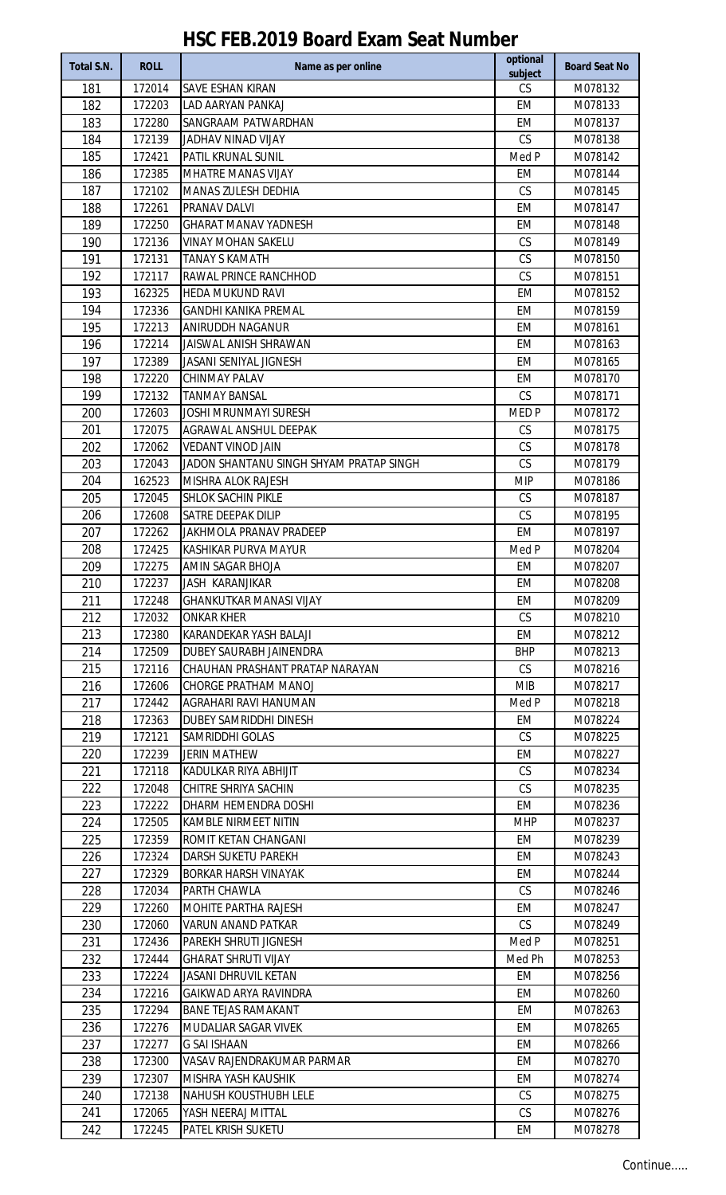# HSC FEB.2019 Board Exam Seat Number

| Total S.N. | ROLL | Name as per online | optional subject | Board Seat No |
|---|---|---|---|---|
| 181 | 172014 | SAVE ESHAN KIRAN | CS | M078132 |
| 182 | 172203 | LAD AARYAN PANKAJ | EM | M078133 |
| 183 | 172280 | SANGRAAM PATWARDHAN | EM | M078137 |
| 184 | 172139 | JADHAV NINAD VIJAY | CS | M078138 |
| 185 | 172421 | PATIL KRUNAL SUNIL | Med P | M078142 |
| 186 | 172385 | MHATRE MANAS VIJAY | EM | M078144 |
| 187 | 172102 | MANAS ZULESH DEDHIA | CS | M078145 |
| 188 | 172261 | PRANAV DALVI | EM | M078147 |
| 189 | 172250 | GHARAT MANAV YADNESH | EM | M078148 |
| 190 | 172136 | VINAY MOHAN SAKELU | CS | M078149 |
| 191 | 172131 | TANAY S KAMATH | CS | M078150 |
| 192 | 172117 | RAWAL PRINCE RANCHHOD | CS | M078151 |
| 193 | 162325 | HEDA MUKUND RAVI | EM | M078152 |
| 194 | 172336 | GANDHI KANIKA PREMAL | EM | M078159 |
| 195 | 172213 | ANIRUDDH NAGANUR | EM | M078161 |
| 196 | 172214 | JAISWAL ANISH SHRAWAN | EM | M078163 |
| 197 | 172389 | JASANI SENIYAL JIGNESH | EM | M078165 |
| 198 | 172220 | CHINMAY PALAV | EM | M078170 |
| 199 | 172132 | TANMAY BANSAL | CS | M078171 |
| 200 | 172603 | JOSHI MRUNMAYI SURESH | MED P | M078172 |
| 201 | 172075 | AGRAWAL ANSHUL DEEPAK | CS | M078175 |
| 202 | 172062 | VEDANT VINOD JAIN | CS | M078178 |
| 203 | 172043 | JADON SHANTANU SINGH SHYAM PRATAP SINGH | CS | M078179 |
| 204 | 162523 | MISHRA ALOK RAJESH | MIP | M078186 |
| 205 | 172045 | SHLOK SACHIN PIKLE | CS | M078187 |
| 206 | 172608 | SATRE DEEPAK DILIP | CS | M078195 |
| 207 | 172262 | JAKHMOLA PRANAV PRADEEP | EM | M078197 |
| 208 | 172425 | KASHIKAR PURVA MAYUR | Med P | M078204 |
| 209 | 172275 | AMIN SAGAR BHOJA | EM | M078207 |
| 210 | 172237 | JASH KARANJIKAR | EM | M078208 |
| 211 | 172248 | GHANKUTKAR MANASI VIJAY | EM | M078209 |
| 212 | 172032 | ONKAR KHER | CS | M078210 |
| 213 | 172380 | KARANDEKAR YASH BALAJI | EM | M078212 |
| 214 | 172509 | DUBEY SAURABH JAINENDRA | BHP | M078213 |
| 215 | 172116 | CHAUHAN PRASHANT PRATAP NARAYAN | CS | M078216 |
| 216 | 172606 | CHORGE PRATHAM MANOJ | MIB | M078217 |
| 217 | 172442 | AGRAHARI RAVI HANUMAN | Med P | M078218 |
| 218 | 172363 | DUBEY SAMRIDDHI DINESH | EM | M078224 |
| 219 | 172121 | SAMRIDDHI GOLAS | CS | M078225 |
| 220 | 172239 | JERIN MATHEW | EM | M078227 |
| 221 | 172118 | KADULKAR RIYA ABHIJIT | CS | M078234 |
| 222 | 172048 | CHITRE SHRIYA SACHIN | CS | M078235 |
| 223 | 172222 | DHARM HEMENDRA DOSHI | EM | M078236 |
| 224 | 172505 | KAMBLE NIRMEET NITIN | MHP | M078237 |
| 225 | 172359 | ROMIT KETAN CHANGANI | EM | M078239 |
| 226 | 172324 | DARSH SUKETU PAREKH | EM | M078243 |
| 227 | 172329 | BORKAR HARSH VINAYAK | EM | M078244 |
| 228 | 172034 | PARTH CHAWLA | CS | M078246 |
| 229 | 172260 | MOHITE PARTHA RAJESH | EM | M078247 |
| 230 | 172060 | VARUN ANAND PATKAR | CS | M078249 |
| 231 | 172436 | PAREKH SHRUTI JIGNESH | Med P | M078251 |
| 232 | 172444 | GHARAT SHRUTI VIJAY | Med Ph | M078253 |
| 233 | 172224 | JASANI DHRUVIL KETAN | EM | M078256 |
| 234 | 172216 | GAIKWAD ARYA RAVINDRA | EM | M078260 |
| 235 | 172294 | BANE TEJAS RAMAKANT | EM | M078263 |
| 236 | 172276 | MUDALIAR SAGAR VIVEK | EM | M078265 |
| 237 | 172277 | G SAI ISHAAN | EM | M078266 |
| 238 | 172300 | VASAV RAJENDRAKUMAR PARMAR | EM | M078270 |
| 239 | 172307 | MISHRA YASH KAUSHIK | EM | M078274 |
| 240 | 172138 | NAHUSH KOUSTHUBH LELE | CS | M078275 |
| 241 | 172065 | YASH NEERAJ MITTAL | CS | M078276 |
| 242 | 172245 | PATEL KRISH SUKETU | EM | M078278 |

Continue.....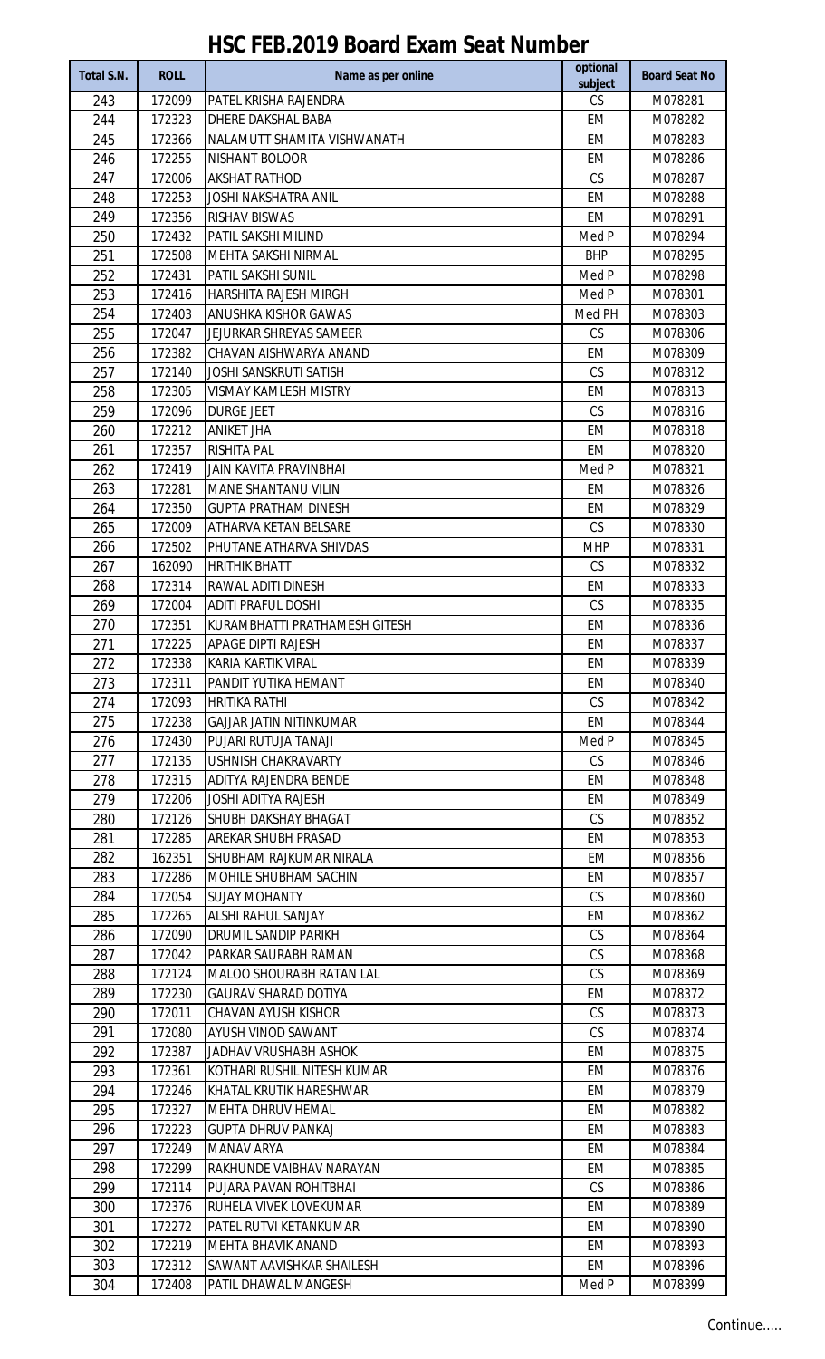# HSC FEB.2019 Board Exam Seat Number

| Total S.N. | ROLL | Name as per online | optional subject | Board Seat No |
|---|---|---|---|---|
| 243 | 172099 | PATEL KRISHA RAJENDRA | CS | M078281 |
| 244 | 172323 | DHERE DAKSHAL BABA | EM | M078282 |
| 245 | 172366 | NALAMUTT SHAMITA VISHWANATH | EM | M078283 |
| 246 | 172255 | NISHANT BOLOOR | EM | M078286 |
| 247 | 172006 | AKSHAT RATHOD | CS | M078287 |
| 248 | 172253 | JOSHI NAKSHATRA ANIL | EM | M078288 |
| 249 | 172356 | RISHAV BISWAS | EM | M078291 |
| 250 | 172432 | PATIL SAKSHI MILIND | Med P | M078294 |
| 251 | 172508 | MEHTA SAKSHI NIRMAL | BHP | M078295 |
| 252 | 172431 | PATIL SAKSHI SUNIL | Med P | M078298 |
| 253 | 172416 | HARSHITA RAJESH MIRGH | Med P | M078301 |
| 254 | 172403 | ANUSHKA KISHOR GAWAS | Med PH | M078303 |
| 255 | 172047 | JEJURKAR SHREYAS SAMEER | CS | M078306 |
| 256 | 172382 | CHAVAN AISHWARYA ANAND | EM | M078309 |
| 257 | 172140 | JOSHI SANSKRUTI SATISH | CS | M078312 |
| 258 | 172305 | VISMAY KAMLESH MISTRY | EM | M078313 |
| 259 | 172096 | DURGE JEET | CS | M078316 |
| 260 | 172212 | ANIKET JHA | EM | M078318 |
| 261 | 172357 | RISHITA PAL | EM | M078320 |
| 262 | 172419 | JAIN KAVITA PRAVINBHAI | Med P | M078321 |
| 263 | 172281 | MANE SHANTANU VILIN | EM | M078326 |
| 264 | 172350 | GUPTA PRATHAM DINESH | EM | M078329 |
| 265 | 172009 | ATHARVA KETAN BELSARE | CS | M078330 |
| 266 | 172502 | PHUTANE ATHARVA SHIVDAS | MHP | M078331 |
| 267 | 162090 | HRITHIK BHATT | CS | M078332 |
| 268 | 172314 | RAWAL ADITI DINESH | EM | M078333 |
| 269 | 172004 | ADITI PRAFUL DOSHI | CS | M078335 |
| 270 | 172351 | KURAMBHATTI PRATHAMESH GITESH | EM | M078336 |
| 271 | 172225 | APAGE DIPTI RAJESH | EM | M078337 |
| 272 | 172338 | KARIA KARTIK VIRAL | EM | M078339 |
| 273 | 172311 | PANDIT YUTIKA HEMANT | EM | M078340 |
| 274 | 172093 | HRITIKA RATHI | CS | M078342 |
| 275 | 172238 | GAJJAR JATIN NITINKUMAR | EM | M078344 |
| 276 | 172430 | PUJARI RUTUJA TANAJI | Med P | M078345 |
| 277 | 172135 | USHNISH CHAKRAVARTY | CS | M078346 |
| 278 | 172315 | ADITYA RAJENDRA BENDE | EM | M078348 |
| 279 | 172206 | JOSHI ADITYA RAJESH | EM | M078349 |
| 280 | 172126 | SHUBH DAKSHAY BHAGAT | CS | M078352 |
| 281 | 172285 | AREKAR SHUBH PRASAD | EM | M078353 |
| 282 | 162351 | SHUBHAM RAJKUMAR NIRALA | EM | M078356 |
| 283 | 172286 | MOHILE SHUBHAM SACHIN | EM | M078357 |
| 284 | 172054 | SUJAY MOHANTY | CS | M078360 |
| 285 | 172265 | ALSHI RAHUL SANJAY | EM | M078362 |
| 286 | 172090 | DRUMIL SANDIP PARIKH | CS | M078364 |
| 287 | 172042 | PARKAR SAURABH RAMAN | CS | M078368 |
| 288 | 172124 | MALOO SHOURABH RATAN LAL | CS | M078369 |
| 289 | 172230 | GAURAV SHARAD DOTIYA | EM | M078372 |
| 290 | 172011 | CHAVAN AYUSH KISHOR | CS | M078373 |
| 291 | 172080 | AYUSH VINOD SAWANT | CS | M078374 |
| 292 | 172387 | JADHAV VRUSHABH ASHOK | EM | M078375 |
| 293 | 172361 | KOTHARI RUSHIL NITESH KUMAR | EM | M078376 |
| 294 | 172246 | KHATAL KRUTIK HARESHWAR | EM | M078379 |
| 295 | 172327 | MEHTA DHRUV HEMAL | EM | M078382 |
| 296 | 172223 | GUPTA DHRUV PANKAJ | EM | M078383 |
| 297 | 172249 | MANAV ARYA | EM | M078384 |
| 298 | 172299 | RAKHUNDE VAIBHAV NARAYAN | EM | M078385 |
| 299 | 172114 | PUJARA PAVAN ROHITBHAI | CS | M078386 |
| 300 | 172376 | RUHELA VIVEK LOVEKUMAR | EM | M078389 |
| 301 | 172272 | PATEL RUTVI KETANKUMAR | EM | M078390 |
| 302 | 172219 | MEHTA BHAVIK ANAND | EM | M078393 |
| 303 | 172312 | SAWANT AAVISHKAR SHAILESH | EM | M078396 |
| 304 | 172408 | PATIL DHAWAL MANGESH | Med P | M078399 |

Continue.....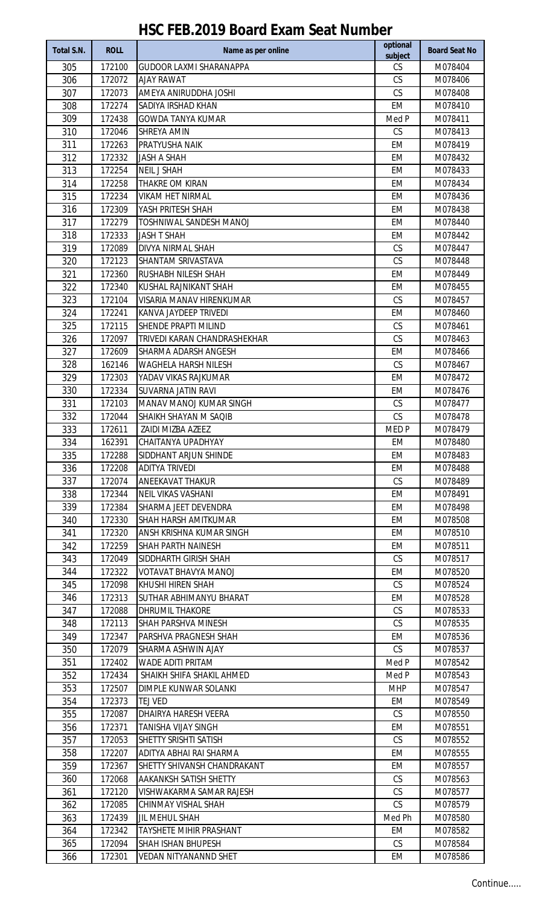# HSC FEB.2019 Board Exam Seat Number

| Total S.N. | ROLL | Name as per online | optional subject | Board Seat No |
|---|---|---|---|---|
| 305 | 172100 | GUDOOR LAXMI SHARANAPPA | CS | M078404 |
| 306 | 172072 | AJAY RAWAT | CS | M078406 |
| 307 | 172073 | AMEYA ANIRUDDHA JOSHI | CS | M078408 |
| 308 | 172274 | SADIYA IRSHAD KHAN | EM | M078410 |
| 309 | 172438 | GOWDA TANYA KUMAR | Med P | M078411 |
| 310 | 172046 | SHREYA AMIN | CS | M078413 |
| 311 | 172263 | PRATYUSHA NAIK | EM | M078419 |
| 312 | 172332 | JASH A SHAH | EM | M078432 |
| 313 | 172254 | NEIL J SHAH | EM | M078433 |
| 314 | 172258 | THAKRE OM KIRAN | EM | M078434 |
| 315 | 172234 | VIKAM HET NIRMAL | EM | M078436 |
| 316 | 172309 | YASH PRITESH SHAH | EM | M078438 |
| 317 | 172279 | TOSHNIWAL SANDESH MANOJ | EM | M078440 |
| 318 | 172333 | JASH T SHAH | EM | M078442 |
| 319 | 172089 | DIVYA NIRMAL SHAH | CS | M078447 |
| 320 | 172123 | SHANTAM SRIVASTAVA | CS | M078448 |
| 321 | 172360 | RUSHABH NILESH SHAH | EM | M078449 |
| 322 | 172340 | KUSHAL RAJNIKANT SHAH | EM | M078455 |
| 323 | 172104 | VISARIA MANAV HIRENKUMAR | CS | M078457 |
| 324 | 172241 | KANVA JAYDEEP TRIVEDI | EM | M078460 |
| 325 | 172115 | SHENDE PRAPTI MILIND | CS | M078461 |
| 326 | 172097 | TRIVEDI KARAN CHANDRASHEKHAR | CS | M078463 |
| 327 | 172609 | SHARMA ADARSH ANGESH | EM | M078466 |
| 328 | 162146 | WAGHELA HARSH NILESH | CS | M078467 |
| 329 | 172303 | YADAV VIKAS RAJKUMAR | EM | M078472 |
| 330 | 172334 | SUVARNA JATIN RAVI | EM | M078476 |
| 331 | 172103 | MANAV MANOJ KUMAR SINGH | CS | M078477 |
| 332 | 172044 | SHAIKH SHAYAN M SAQIB | CS | M078478 |
| 333 | 172611 | ZAIDI MIZBA AZEEZ | MED P | M078479 |
| 334 | 162391 | CHAITANYA UPADHYAY | EM | M078480 |
| 335 | 172288 | SIDDHANT ARJUN SHINDE | EM | M078483 |
| 336 | 172208 | ADITYA TRIVEDI | EM | M078488 |
| 337 | 172074 | ANEEKAVAT THAKUR | CS | M078489 |
| 338 | 172344 | NEIL VIKAS VASHANI | EM | M078491 |
| 339 | 172384 | SHARMA JEET DEVENDRA | EM | M078498 |
| 340 | 172330 | SHAH HARSH AMITKUMAR | EM | M078508 |
| 341 | 172320 | ANSH KRISHNA KUMAR SINGH | EM | M078510 |
| 342 | 172259 | SHAH PARTH NAINESH | EM | M078511 |
| 343 | 172049 | SIDDHARTH GIRISH SHAH | CS | M078517 |
| 344 | 172322 | VOTAVAT BHAVYA MANOJ | EM | M078520 |
| 345 | 172098 | KHUSHI HIREN SHAH | CS | M078524 |
| 346 | 172313 | SUTHAR ABHIMANYU BHARAT | EM | M078528 |
| 347 | 172088 | DHRUMIL THAKORE | CS | M078533 |
| 348 | 172113 | SHAH PARSHVA MINESH | CS | M078535 |
| 349 | 172347 | PARSHVA PRAGNESH SHAH | EM | M078536 |
| 350 | 172079 | SHARMA ASHWIN AJAY | CS | M078537 |
| 351 | 172402 | WADE ADITI PRITAM | Med P | M078542 |
| 352 | 172434 | SHAIKH SHIFA SHAKIL AHMED | Med P | M078543 |
| 353 | 172507 | DIMPLE KUNWAR SOLANKI | MHP | M078547 |
| 354 | 172373 | TEJ VED | EM | M078549 |
| 355 | 172087 | DHAIRYA HARESH VEERA | CS | M078550 |
| 356 | 172371 | TANISHA VIJAY SINGH | EM | M078551 |
| 357 | 172053 | SHETTY SRISHTI SATISH | CS | M078552 |
| 358 | 172207 | ADITYA ABHAI RAI SHARMA | EM | M078555 |
| 359 | 172367 | SHETTY SHIVANSH CHANDRAKANT | EM | M078557 |
| 360 | 172068 | AAKANKSH SATISH SHETTY | CS | M078563 |
| 361 | 172120 | VISHWAKARMA SAMAR RAJESH | CS | M078577 |
| 362 | 172085 | CHINMAY VISHAL SHAH | CS | M078579 |
| 363 | 172439 | JIL MEHUL SHAH | Med Ph | M078580 |
| 364 | 172342 | TAYSHETE MIHIR PRASHANT | EM | M078582 |
| 365 | 172094 | SHAH ISHAN BHUPESH | CS | M078584 |
| 366 | 172301 | VEDAN NITYANANND SHET | EM | M078586 |

Continue.....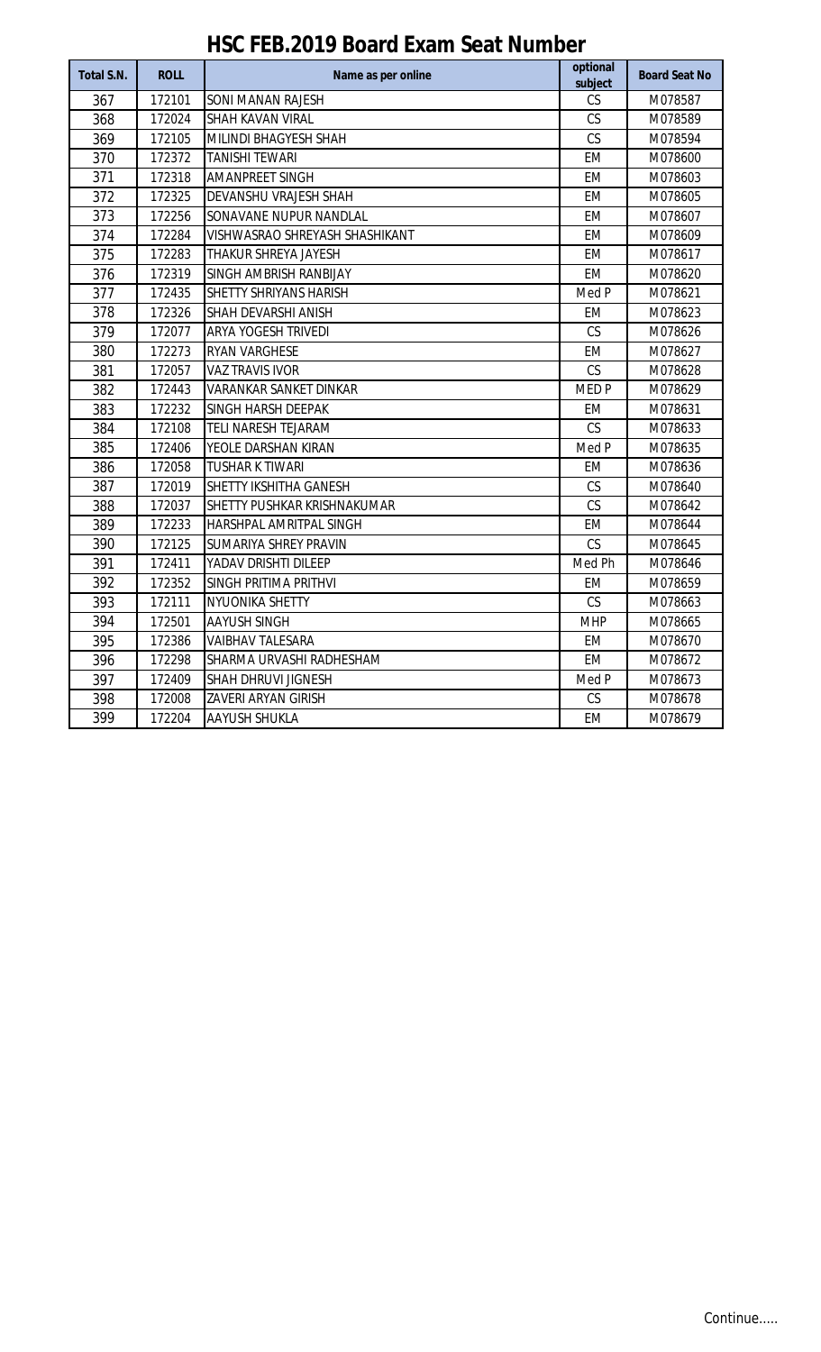# HSC FEB.2019 Board Exam Seat Number

| Total S.N. | ROLL | Name as per online | optional subject | Board Seat No |
|---|---|---|---|---|
| 367 | 172101 | SONI MANAN RAJESH | CS | M078587 |
| 368 | 172024 | SHAH KAVAN VIRAL | CS | M078589 |
| 369 | 172105 | MILINDI BHAGYESH SHAH | CS | M078594 |
| 370 | 172372 | TANISHI TEWARI | EM | M078600 |
| 371 | 172318 | AMANPREET SINGH | EM | M078603 |
| 372 | 172325 | DEVANSHU VRAJESH SHAH | EM | M078605 |
| 373 | 172256 | SONAVANE NUPUR NANDLAL | EM | M078607 |
| 374 | 172284 | VISHWASRAO SHREYASH SHASHIKANT | EM | M078609 |
| 375 | 172283 | THAKUR SHREYA JAYESH | EM | M078617 |
| 376 | 172319 | SINGH AMBRISH RANBIJAY | EM | M078620 |
| 377 | 172435 | SHETTY SHRIYANS HARISH | Med P | M078621 |
| 378 | 172326 | SHAH DEVARSHI ANISH | EM | M078623 |
| 379 | 172077 | ARYA YOGESH TRIVEDI | CS | M078626 |
| 380 | 172273 | RYAN VARGHESE | EM | M078627 |
| 381 | 172057 | VAZ TRAVIS IVOR | CS | M078628 |
| 382 | 172443 | VARANKAR SANKET DINKAR | MED P | M078629 |
| 383 | 172232 | SINGH HARSH DEEPAK | EM | M078631 |
| 384 | 172108 | TELI NARESH TEJARAM | CS | M078633 |
| 385 | 172406 | YEOLE DARSHAN KIRAN | Med P | M078635 |
| 386 | 172058 | TUSHAR K TIWARI | EM | M078636 |
| 387 | 172019 | SHETTY IKSHITHA GANESH | CS | M078640 |
| 388 | 172037 | SHETTY PUSHKAR KRISHNAKUMAR | CS | M078642 |
| 389 | 172233 | HARSHPAL AMRITPAL SINGH | EM | M078644 |
| 390 | 172125 | SUMARIYA SHREY PRAVIN | CS | M078645 |
| 391 | 172411 | YADAV DRISHTI DILEEP | Med Ph | M078646 |
| 392 | 172352 | SINGH PRITIMA PRITHVI | EM | M078659 |
| 393 | 172111 | NYUONIKA SHETTY | CS | M078663 |
| 394 | 172501 | AAYUSH SINGH | MHP | M078665 |
| 395 | 172386 | VAIBHAV TALESARA | EM | M078670 |
| 396 | 172298 | SHARMA URVASHI RADHESHAM | EM | M078672 |
| 397 | 172409 | SHAH DHRUVI JIGNESH | Med P | M078673 |
| 398 | 172008 | ZAVERI ARYAN GIRISH | CS | M078678 |
| 399 | 172204 | AAYUSH SHUKLA | EM | M078679 |

Continue.....